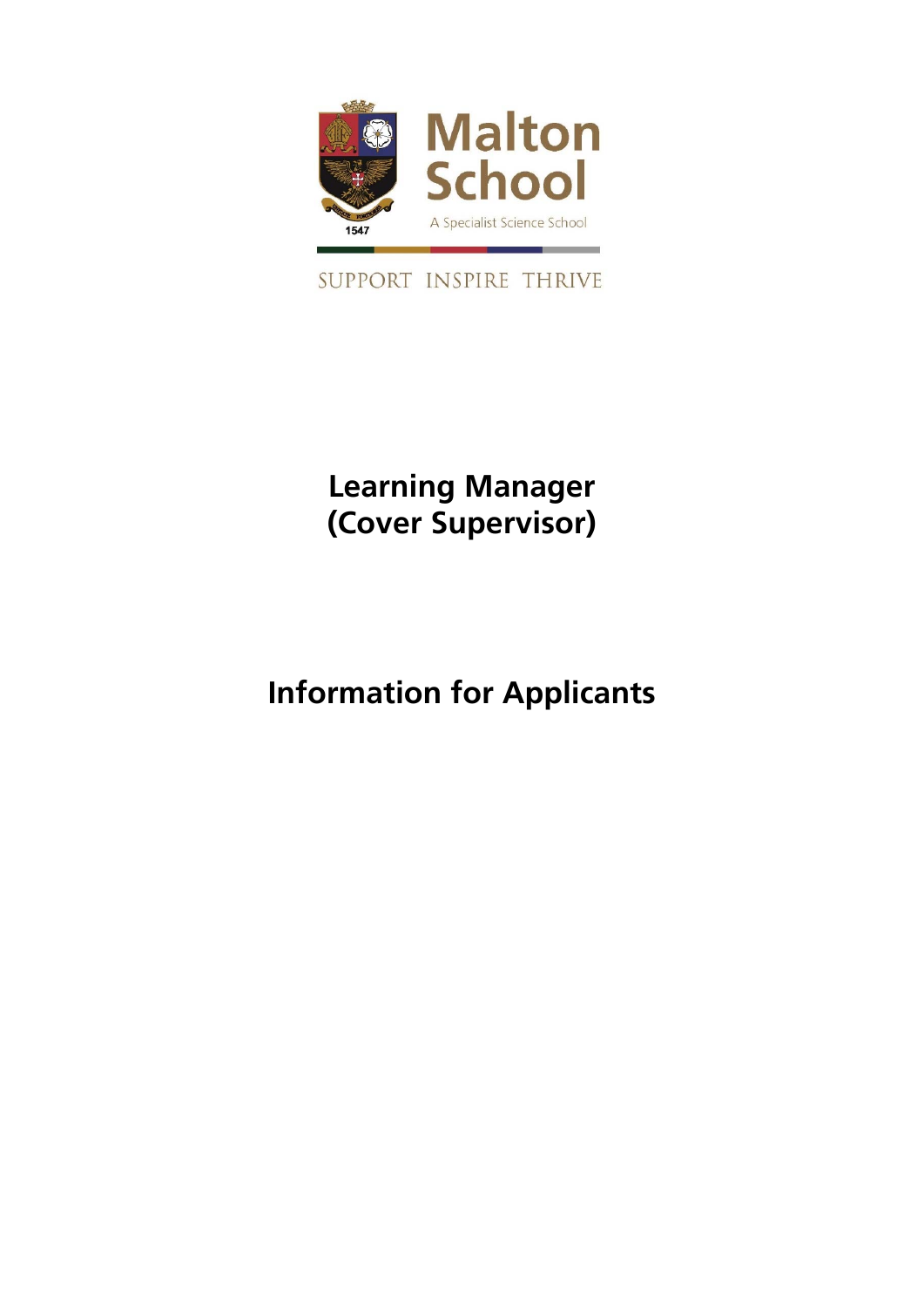Malton School

A Specialist Science School

1547

SUPPORT INSPIRE THRIVE

# Learning Manager (Cover Supervisor)

# Information for Applicants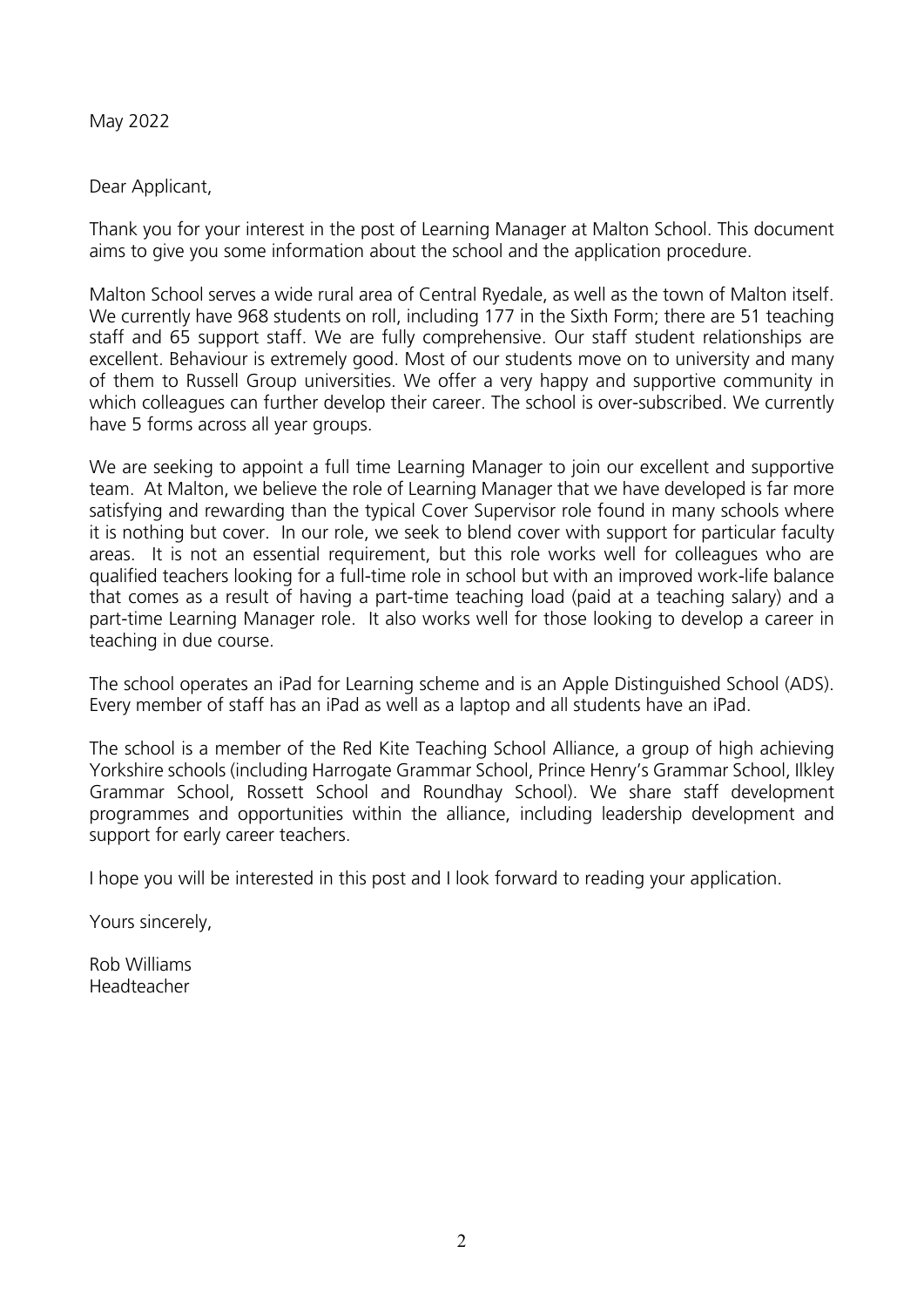May 2022

Dear Applicant,

Thank you for your interest in the post of Learning Manager at Malton School. This document aims to give you some information about the school and the application procedure.

Malton School serves a wide rural area of Central Ryedale, as well as the town of Malton itself. We currently have 968 students on roll, including 177 in the Sixth Form; there are 51 teaching staff and 65 support staff. We are fully comprehensive. Our staff student relationships are excellent. Behaviour is extremely good. Most of our students move on to university and many of them to Russell Group universities. We offer a very happy and supportive community in which colleagues can further develop their career. The school is over-subscribed. We currently have 5 forms across all year groups.

We are seeking to appoint a full time Learning Manager to join our excellent and supportive team. At Malton, we believe the role of Learning Manager that we have developed is far more satisfying and rewarding than the typical Cover Supervisor role found in many schools where it is nothing but cover. In our role, we seek to blend cover with support for particular faculty areas. It is not an essential requirement, but this role works well for colleagues who are qualified teachers looking for a full-time role in school but with an improved work-life balance that comes as a result of having a part-time teaching load (paid at a teaching salary) and a part-time Learning Manager role. It also works well for those looking to develop a career in teaching in due course.

The school operates an iPad for Learning scheme and is an Apple Distinguished School (ADS). Every member of staff has an iPad as well as a laptop and all students have an iPad.

The school is a member of the Red Kite Teaching School Alliance, a group of high achieving Yorkshire schools (including Harrogate Grammar School, Prince Henry's Grammar School, Ilkley Grammar School, Rossett School and Roundhay School). We share staff development programmes and opportunities within the alliance, including leadership development and support for early career teachers.

I hope you will be interested in this post and I look forward to reading your application.

Yours sincerely,

Rob Williams  
Headteacher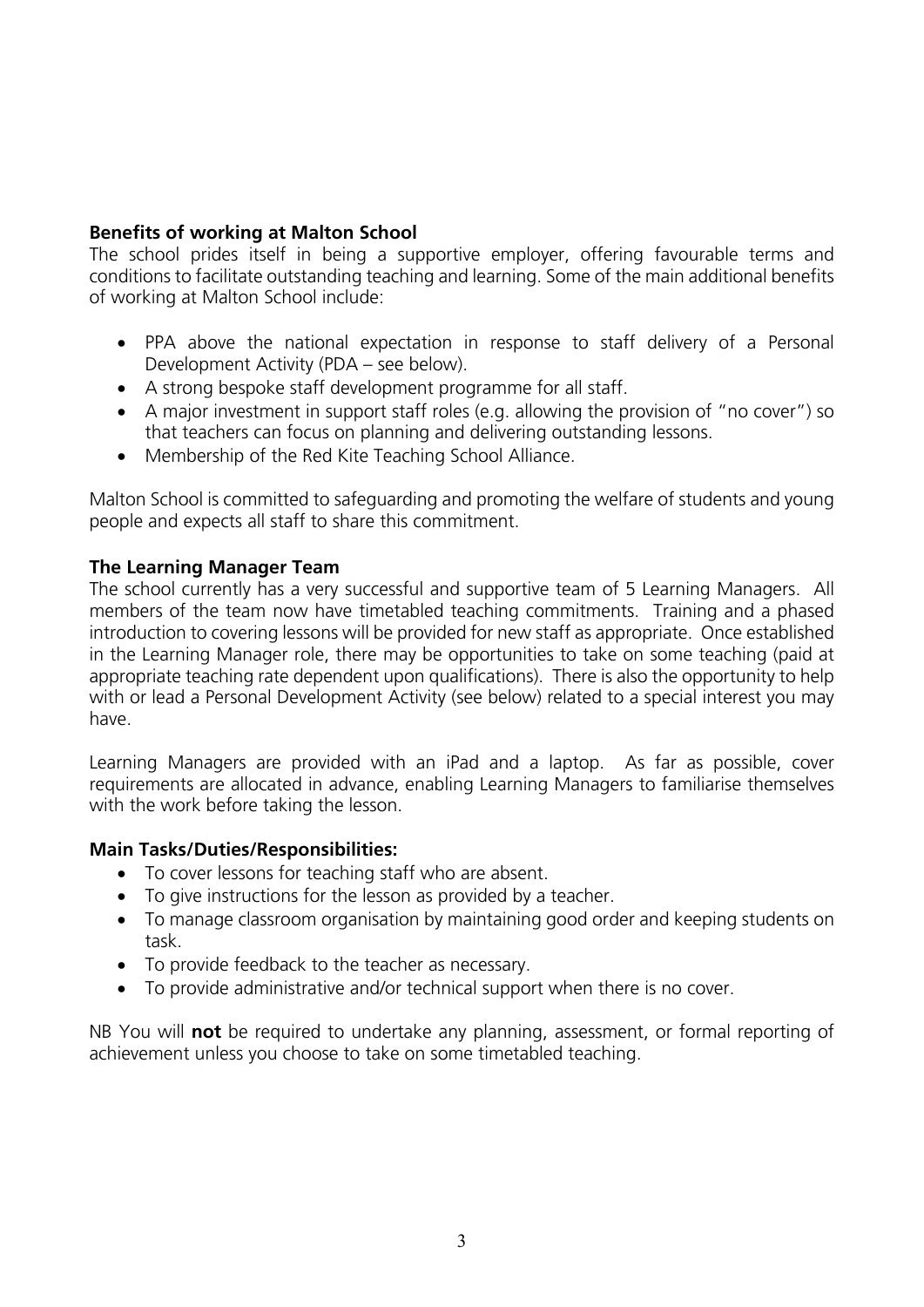**Benefits of working at Malton School**

The school prides itself in being a supportive employer, offering favourable terms and conditions to facilitate outstanding teaching and learning. Some of the main additional benefits of working at Malton School include:

- PPA above the national expectation in response to staff delivery of a Personal Development Activity (PDA – see below).
- A strong bespoke staff development programme for all staff.
- A major investment in support staff roles (e.g. allowing the provision of "no cover") so that teachers can focus on planning and delivering outstanding lessons.
- Membership of the Red Kite Teaching School Alliance.

Malton School is committed to safeguarding and promoting the welfare of students and young people and expects all staff to share this commitment.

**The Learning Manager Team**

The school currently has a very successful and supportive team of 5 Learning Managers. All members of the team now have timetabled teaching commitments. Training and a phased introduction to covering lessons will be provided for new staff as appropriate. Once established in the Learning Manager role, there may be opportunities to take on some teaching (paid at appropriate teaching rate dependent upon qualifications). There is also the opportunity to help with or lead a Personal Development Activity (see below) related to a special interest you may have.

Learning Managers are provided with an iPad and a laptop. As far as possible, cover requirements are allocated in advance, enabling Learning Managers to familiarise themselves with the work before taking the lesson.

**Main Tasks/Duties/Responsibilities:**

- To cover lessons for teaching staff who are absent.
- To give instructions for the lesson as provided by a teacher.
- To manage classroom organisation by maintaining good order and keeping students on task.
- To provide feedback to the teacher as necessary.
- To provide administrative and/or technical support when there is no cover.

NB You will **not** be required to undertake any planning, assessment, or formal reporting of achievement unless you choose to take on some timetabled teaching.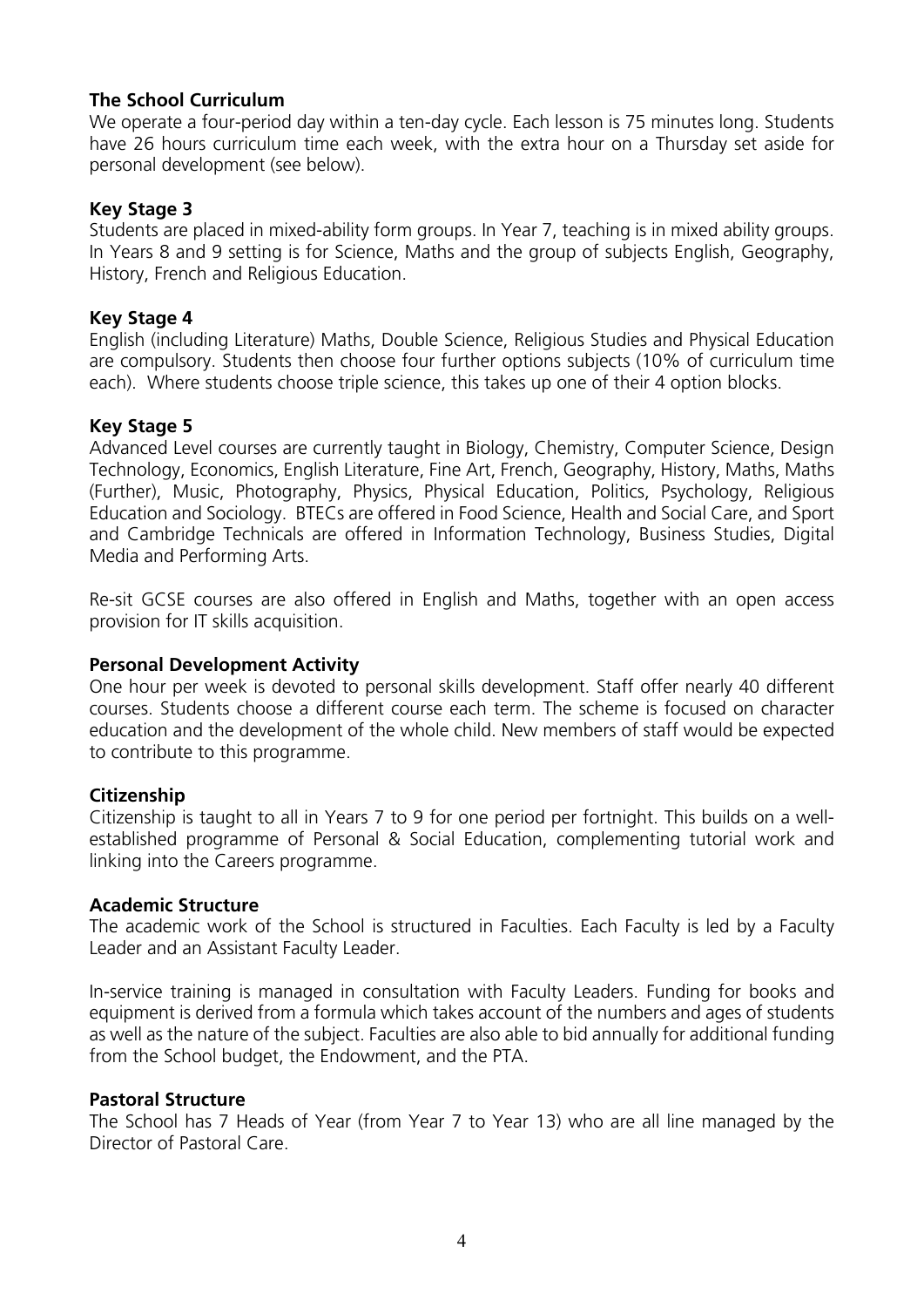**The School Curriculum**

We operate a four-period day within a ten-day cycle. Each lesson is 75 minutes long. Students have 26 hours curriculum time each week, with the extra hour on a Thursday set aside for personal development (see below).

**Key Stage 3**

Students are placed in mixed-ability form groups. In Year 7, teaching is in mixed ability groups. In Years 8 and 9 setting is for Science, Maths and the group of subjects English, Geography, History, French and Religious Education.

**Key Stage 4**

English (including Literature) Maths, Double Science, Religious Studies and Physical Education are compulsory. Students then choose four further options subjects (10% of curriculum time each). Where students choose triple science, this takes up one of their 4 option blocks.

**Key Stage 5**

Advanced Level courses are currently taught in Biology, Chemistry, Computer Science, Design Technology, Economics, English Literature, Fine Art, French, Geography, History, Maths, Maths (Further), Music, Photography, Physics, Physical Education, Politics, Psychology, Religious Education and Sociology. BTECs are offered in Food Science, Health and Social Care, and Sport and Cambridge Technicals are offered in Information Technology, Business Studies, Digital Media and Performing Arts.

Re-sit GCSE courses are also offered in English and Maths, together with an open access provision for IT skills acquisition.

**Personal Development Activity**

One hour per week is devoted to personal skills development. Staff offer nearly 40 different courses. Students choose a different course each term. The scheme is focused on character education and the development of the whole child. New members of staff would be expected to contribute to this programme.

**Citizenship**

Citizenship is taught to all in Years 7 to 9 for one period per fortnight. This builds on a well-established programme of Personal & Social Education, complementing tutorial work and linking into the Careers programme.

**Academic Structure**

The academic work of the School is structured in Faculties. Each Faculty is led by a Faculty Leader and an Assistant Faculty Leader.

In-service training is managed in consultation with Faculty Leaders. Funding for books and equipment is derived from a formula which takes account of the numbers and ages of students as well as the nature of the subject. Faculties are also able to bid annually for additional funding from the School budget, the Endowment, and the PTA.

**Pastoral Structure**

The School has 7 Heads of Year (from Year 7 to Year 13) who are all line managed by the Director of Pastoral Care.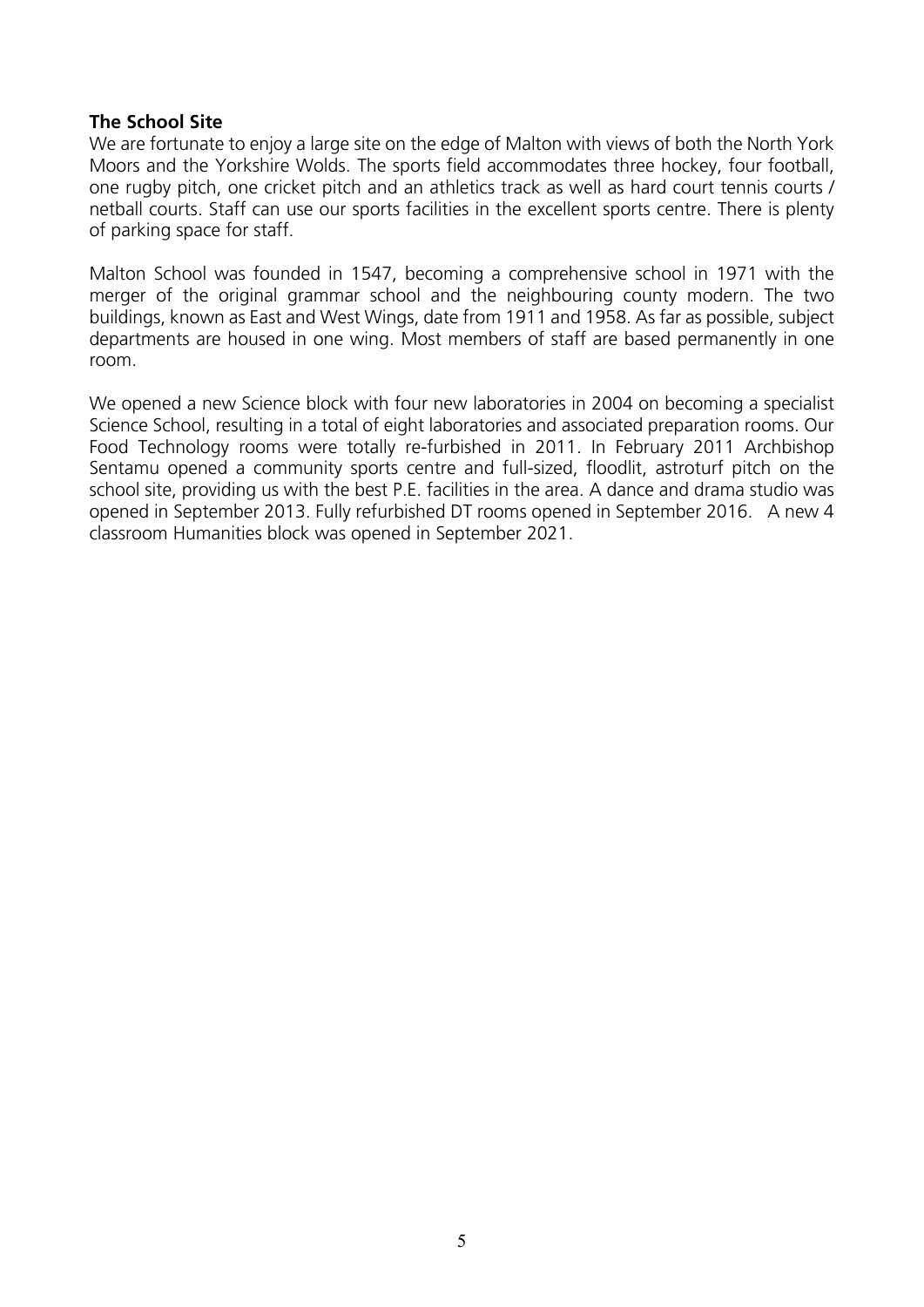**The School Site**

We are fortunate to enjoy a large site on the edge of Malton with views of both the North York Moors and the Yorkshire Wolds. The sports field accommodates three hockey, four football, one rugby pitch, one cricket pitch and an athletics track as well as hard court tennis courts / netball courts. Staff can use our sports facilities in the excellent sports centre. There is plenty of parking space for staff.

Malton School was founded in 1547, becoming a comprehensive school in 1971 with the merger of the original grammar school and the neighbouring county modern. The two buildings, known as East and West Wings, date from 1911 and 1958. As far as possible, subject departments are housed in one wing. Most members of staff are based permanently in one room.

We opened a new Science block with four new laboratories in 2004 on becoming a specialist Science School, resulting in a total of eight laboratories and associated preparation rooms. Our Food Technology rooms were totally re-furbished in 2011. In February 2011 Archbishop Sentamu opened a community sports centre and full-sized, floodlit, astroturf pitch on the school site, providing us with the best P.E. facilities in the area. A dance and drama studio was opened in September 2013. Fully refurbished DT rooms opened in September 2016. A new 4 classroom Humanities block was opened in September 2021.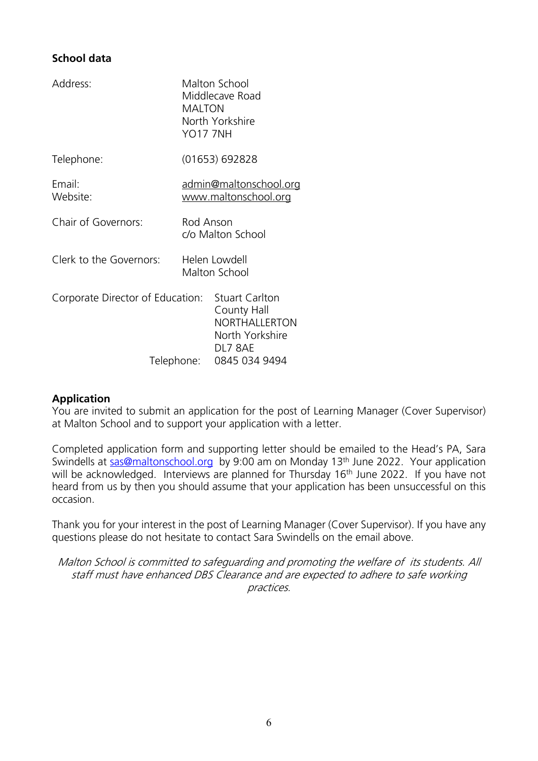**School data**

| | |
|---|---|
| Address: | Malton School<br>Middlecave Road<br>MALTON<br>North Yorkshire<br>YO17 7NH |
| Telephone: | (01653) 692828 |
| Email: | admin@maltonschool.org |
| Website: | www.maltonschool.org |
| Chair of Governors: | Rod Anson<br>c/o Malton School |
| Clerk to the Governors: | Helen Lowdell<br>Malton School |
| Corporate Director of Education: | Stuart Carlton<br>County Hall<br>NORTHALLERTON<br>North Yorkshire<br>DL7 8AE |
| Telephone: | 0845 034 9494 |

**Application**

You are invited to submit an application for the post of Learning Manager (Cover Supervisor) at Malton School and to support your application with a letter.

Completed application form and supporting letter should be emailed to the Head's PA, Sara Swindells at sas@maltonschool.org by 9:00 am on Monday 13th June 2022. Your application will be acknowledged. Interviews are planned for Thursday 16th June 2022. If you have not heard from us by then you should assume that your application has been unsuccessful on this occasion.

Thank you for your interest in the post of Learning Manager (Cover Supervisor). If you have any questions please do not hesitate to contact Sara Swindells on the email above.

*Malton School is committed to safeguarding and promoting the welfare of its students. All staff must have enhanced DBS Clearance and are expected to adhere to safe working practices.*